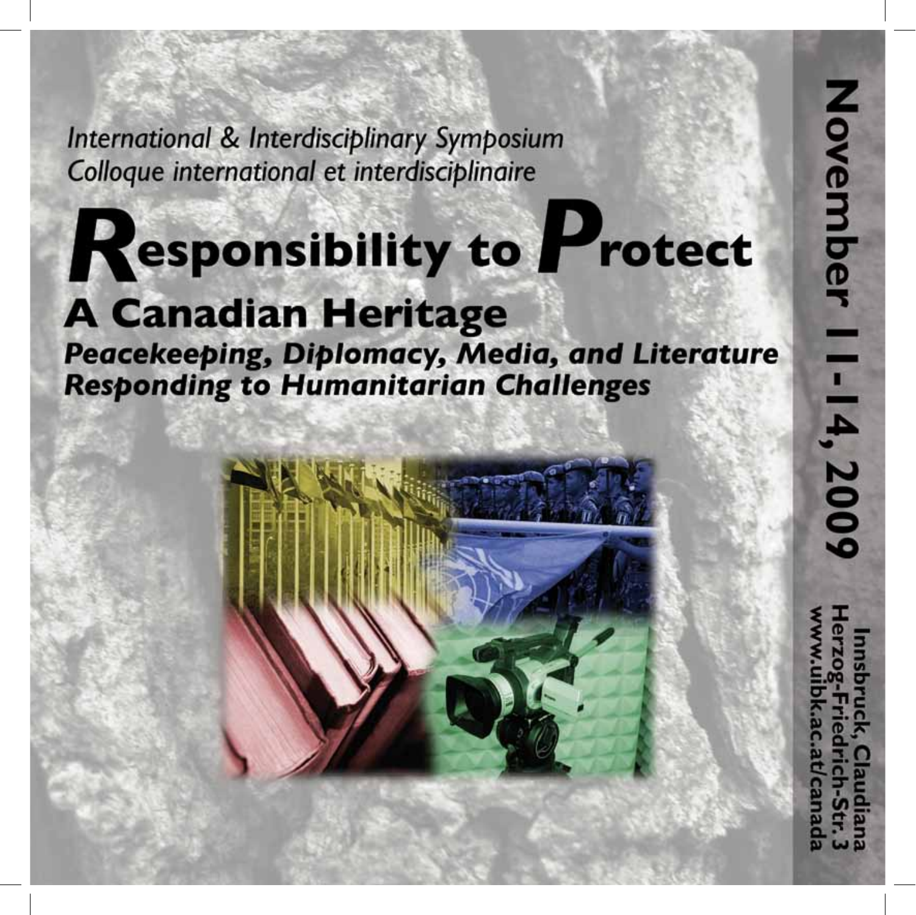*International & Interdisciplinary Symposium*
*Colloque international et interdisciplinaire*

# Responsibility to Protect

## A Canadian Heritage

### *Peacekeeping, Diplomacy, Media, and Literature Responding to Humanitarian Challenges*

**November 11-14, 2009**

**Innsbruck, Claudiana**
**Herzog-Friedrich-Str. 3**
**www.uibk.ac.at/canada**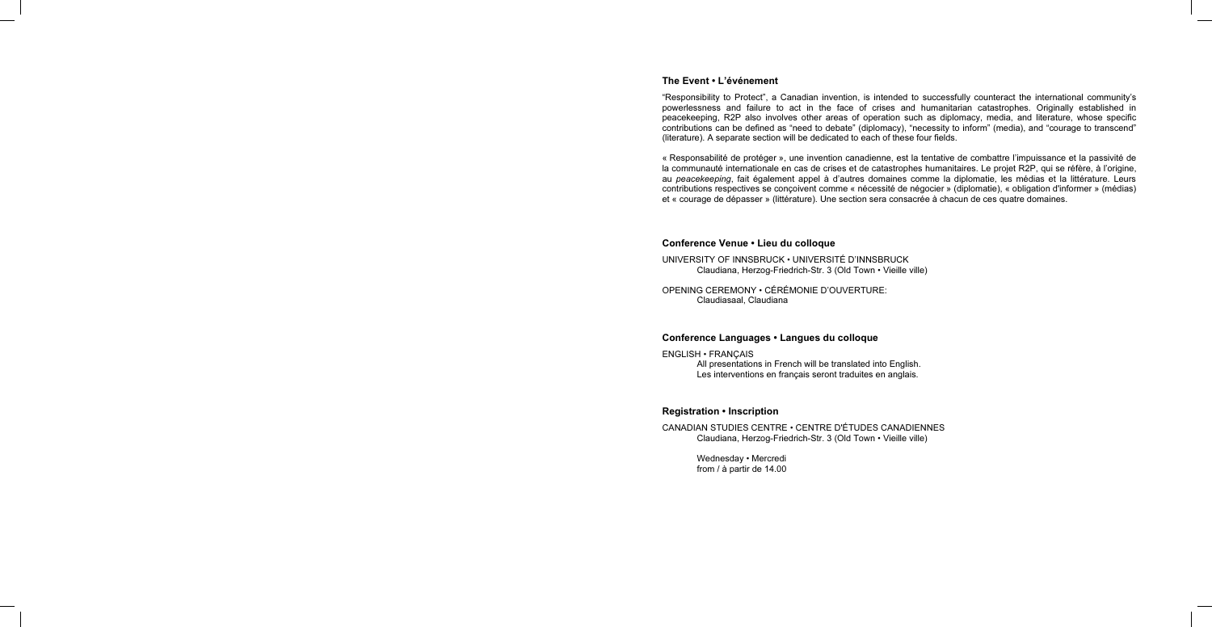## The Event • L'événement

"Responsibility to Protect", a Canadian invention, is intended to successfully counteract the international community's powerlessness and failure to act in the face of crises and humanitarian catastrophes. Originally established in peacekeeping, R2P also involves other areas of operation such as diplomacy, media, and literature, whose specific contributions can be defined as "need to debate" (diplomacy), "necessity to inform" (media), and "courage to transcend" (literature). A separate section will be dedicated to each of these four fields.

« Responsabilité de protéger », une invention canadienne, est la tentative de combattre l'impuissance et la passivité de la communauté internationale en cas de crises et de catastrophes humanitaires. Le projet R2P, qui se réfère, à l'origine, au *peacekeeping*, fait également appel à d'autres domaines comme la diplomatie, les médias et la littérature. Leurs contributions respectives se conçoivent comme « nécessité de négocier » (diplomatie), « obligation d'informer » (médias) et « courage de dépasser » (littérature). Une section sera consacrée à chacun de ces quatre domaines.

## Conference Venue • Lieu du colloque

UNIVERSITY OF INNSBRUCK • UNIVERSITÉ D'INNSBRUCK
Claudiana, Herzog-Friedrich-Str. 3 (Old Town • Vieille ville)

OPENING CEREMONY • CÉRÉMONIE D'OUVERTURE:
Claudiasaal, Claudiana

## Conference Languages • Langues du colloque

ENGLISH • FRANÇAIS
All presentations in French will be translated into English.
Les interventions en français seront traduites en anglais.

## Registration • Inscription

CANADIAN STUDIES CENTRE • CENTRE D'ÉTUDES CANADIENNES
Claudiana, Herzog-Friedrich-Str. 3 (Old Town • Vieille ville)

Wednesday • Mercredi
from / à partir de 14.00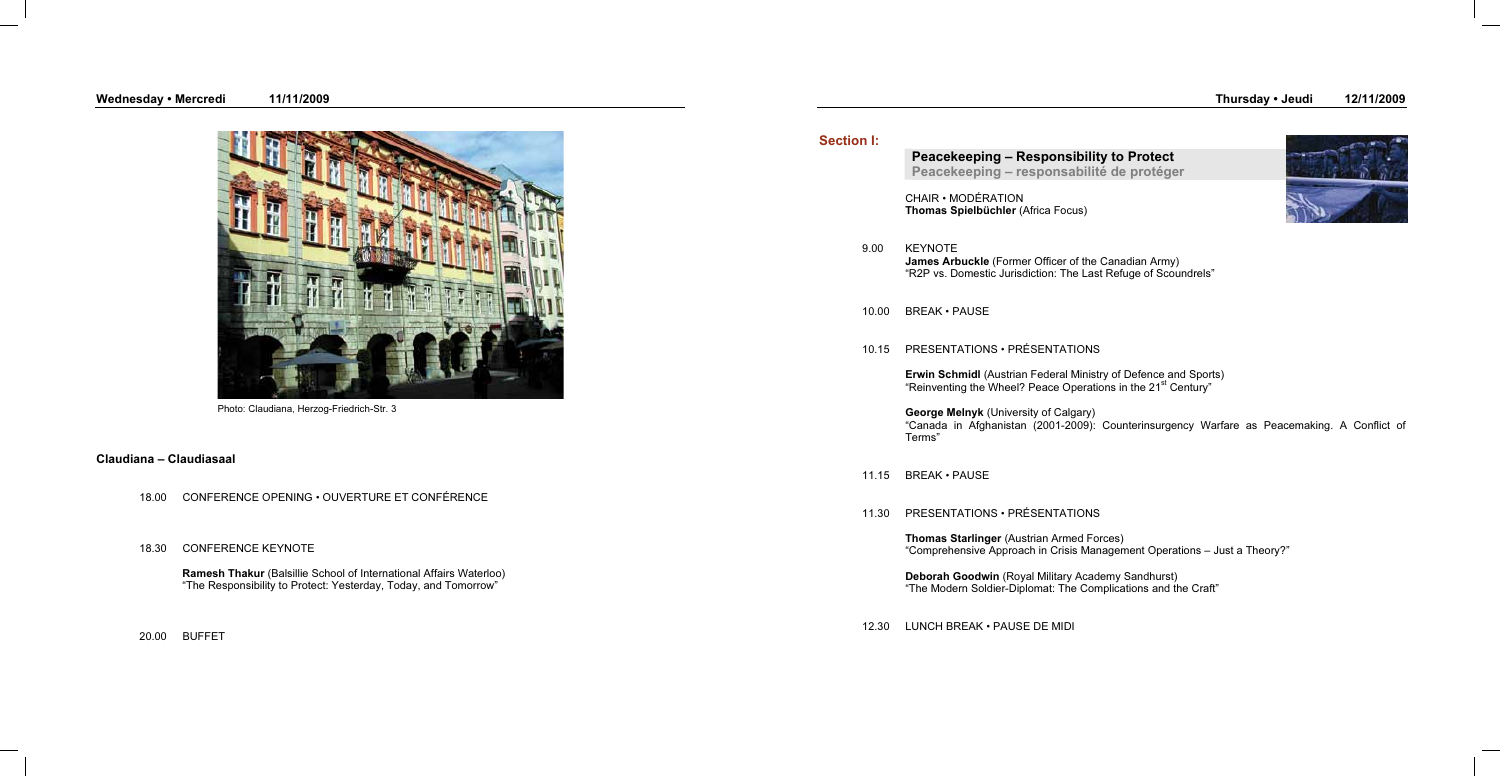## Wednesday • Mercredi 11/11/2009

Photo: Claudiana, Herzog-Friedrich-Str. 3

### Claudiana – Claudiasaal

18.00 CONFERENCE OPENING • OUVERTURE ET CONFÉRENCE

18.30 CONFERENCE KEYNOTE

**Ramesh Thakur** (Balsillie School of International Affairs Waterloo)
"The Responsibility to Protect: Yesterday, Today, and Tomorrow"

20.00 BUFFET

## Thursday • Jeudi 12/11/2009

### Section I:

**Peacekeeping – Responsibility to Protect**
**Peacekeeping – responsabilité de protéger**

CHAIR • MODÉRATION
**Thomas Spielbüchler** (Africa Focus)

9.00 KEYNOTE
**James Arbuckle** (Former Officer of the Canadian Army)
"R2P vs. Domestic Jurisdiction: The Last Refuge of Scoundrels"

10.00 BREAK • PAUSE

10.15 PRESENTATIONS • PRÉSENTATIONS

**Erwin Schmidl** (Austrian Federal Ministry of Defence and Sports)
"Reinventing the Wheel? Peace Operations in the 21st Century"

**George Melnyk** (University of Calgary)
"Canada in Afghanistan (2001-2009): Counterinsurgency Warfare as Peacemaking. A Conflict of Terms"

11.15 BREAK • PAUSE

11.30 PRESENTATIONS • PRÉSENTATIONS

**Thomas Starlinger** (Austrian Armed Forces)
"Comprehensive Approach in Crisis Management Operations – Just a Theory?"

**Deborah Goodwin** (Royal Military Academy Sandhurst)
"The Modern Soldier-Diplomat: The Complications and the Craft"

12.30 LUNCH BREAK • PAUSE DE MIDI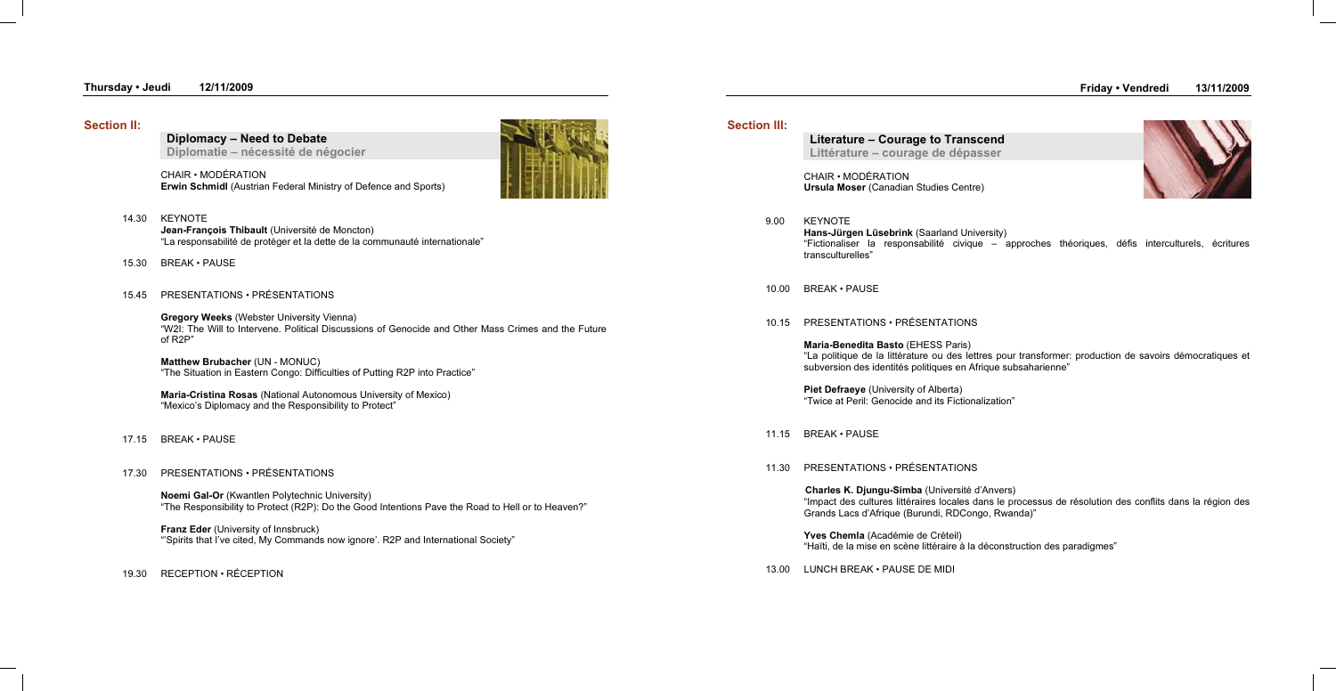**Thursday • Jeudi 12/11/2009**

## Section II:

### Diplomacy – Need to Debate
**Diplomatie – nécessité de négocier**

CHAIR • MODÉRATION
**Erwin Schmidl** (Austrian Federal Ministry of Defence and Sports)

14.30 KEYNOTE
**Jean-François Thibault** (Université de Moncton)
"La responsabilité de protéger et la dette de la communauté internationale"

15.30 BREAK • PAUSE

15.45 PRESENTATIONS • PRÉSENTATIONS

**Gregory Weeks** (Webster University Vienna)
"W2I: The Will to Intervene. Political Discussions of Genocide and Other Mass Crimes and the Future of R2P"

**Matthew Brubacher** (UN - MONUC)
"The Situation in Eastern Congo: Difficulties of Putting R2P into Practice"

**Maria-Cristina Rosas** (National Autonomous University of Mexico)
"Mexico's Diplomacy and the Responsibility to Protect"

17.15 BREAK • PAUSE

17.30 PRESENTATIONS • PRÉSENTATIONS

**Noemi Gal-Or** (Kwantlen Polytechnic University)
"The Responsibility to Protect (R2P): Do the Good Intentions Pave the Road to Hell or to Heaven?"

**Franz Eder** (University of Innsbruck)
"'Spirits that I've cited, My Commands now ignore'. R2P and International Society"

19.30 RECEPTION • RÉCEPTION

**Friday • Vendredi 13/11/2009**

## Section III:

### Literature – Courage to Transcend
**Littérature – courage de dépasser**

CHAIR • MODÉRATION
**Ursula Moser** (Canadian Studies Centre)

9.00 KEYNOTE
**Hans-Jürgen Lüsebrink** (Saarland University)
"Fictionaliser la responsabilité civique – approches théoriques, défis interculturels, écritures transculturelles"

10.00 BREAK • PAUSE

10.15 PRESENTATIONS • PRÉSENTATIONS

**Maria-Benedita Basto** (EHESS Paris)
"La politique de la littérature ou des lettres pour transformer: production de savoirs démocratiques et subversion des identités politiques en Afrique subsaharienne"

**Piet Defraeye** (University of Alberta)
"Twice at Peril: Genocide and its Fictionalization"

11.15 BREAK • PAUSE

11.30 PRESENTATIONS • PRÉSENTATIONS

**Charles K. Djungu-Simba** (Université d'Anvers)
"Impact des cultures littéraires locales dans le processus de résolution des conflits dans la région des Grands Lacs d'Afrique (Burundi, RDCongo, Rwanda)"

**Yves Chemla** (Académie de Créteil)
"Haïti, de la mise en scène littéraire à la déconstruction des paradigmes"

13.00 LUNCH BREAK • PAUSE DE MIDI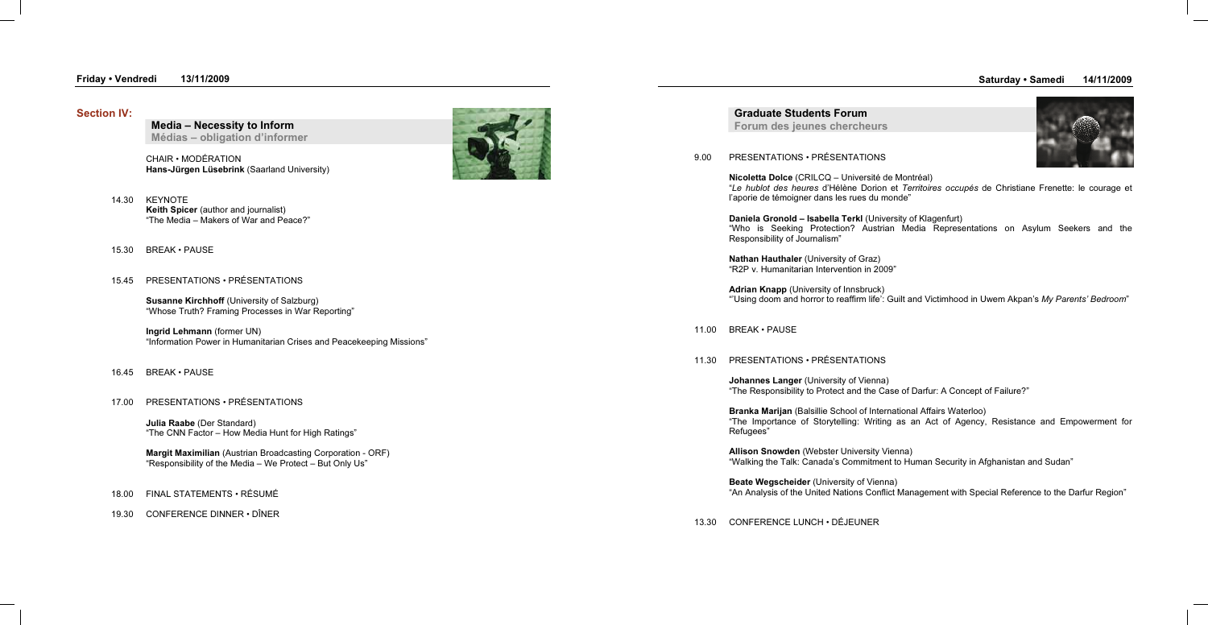## Friday • Vendredi 13/11/2009

### Section IV:

**Media – Necessity to Inform**
**Médias – obligation d'informer**

CHAIR • MODÉRATION
**Hans-Jürgen Lüsebrink** (Saarland University)

14.30 KEYNOTE
**Keith Spicer** (author and journalist)
"The Media – Makers of War and Peace?"

15.30 BREAK • PAUSE

15.45 PRESENTATIONS • PRÉSENTATIONS

**Susanne Kirchhoff** (University of Salzburg)
"Whose Truth? Framing Processes in War Reporting"

**Ingrid Lehmann** (former UN)
"Information Power in Humanitarian Crises and Peacekeeping Missions"

16.45 BREAK • PAUSE

17.00 PRESENTATIONS • PRÉSENTATIONS

**Julia Raabe** (Der Standard)
"The CNN Factor – How Media Hunt for High Ratings"

**Margit Maximilian** (Austrian Broadcasting Corporation - ORF)
"Responsibility of the Media – We Protect – But Only Us"

18.00 FINAL STATEMENTS • RÉSUMÉ

19.30 CONFERENCE DINNER • DÎNER

## Saturday • Samedi 14/11/2009

**Graduate Students Forum**
**Forum des jeunes chercheurs**

9.00 PRESENTATIONS • PRÉSENTATIONS

**Nicoletta Dolce** (CRILCQ – Université de Montréal)
"*Le hublot des heures* d'Hélène Dorion et *Territoires occupés* de Christiane Frenette: le courage et l'aporie de témoigner dans les rues du monde"

**Daniela Gronold – Isabella Terkl** (University of Klagenfurt)
"Who is Seeking Protection? Austrian Media Representations on Asylum Seekers and the Responsibility of Journalism"

**Nathan Hauthaler** (University of Graz)
"R2P v. Humanitarian Intervention in 2009"

**Adrian Knapp** (University of Innsbruck)
"'Using doom and horror to reaffirm life': Guilt and Victimhood in Uwem Akpan's *My Parents' Bedroom*"

11.00 BREAK • PAUSE

11.30 PRESENTATIONS • PRÉSENTATIONS

**Johannes Langer** (University of Vienna)
"The Responsibility to Protect and the Case of Darfur: A Concept of Failure?"

**Branka Marijan** (Balsillie School of International Affairs Waterloo)
"The Importance of Storytelling: Writing as an Act of Agency, Resistance and Empowerment for Refugees"

**Allison Snowden** (Webster University Vienna)
"Walking the Talk: Canada's Commitment to Human Security in Afghanistan and Sudan"

**Beate Wegscheider** (University of Vienna)
"An Analysis of the United Nations Conflict Management with Special Reference to the Darfur Region"

13.30 CONFERENCE LUNCH • DÉJEUNER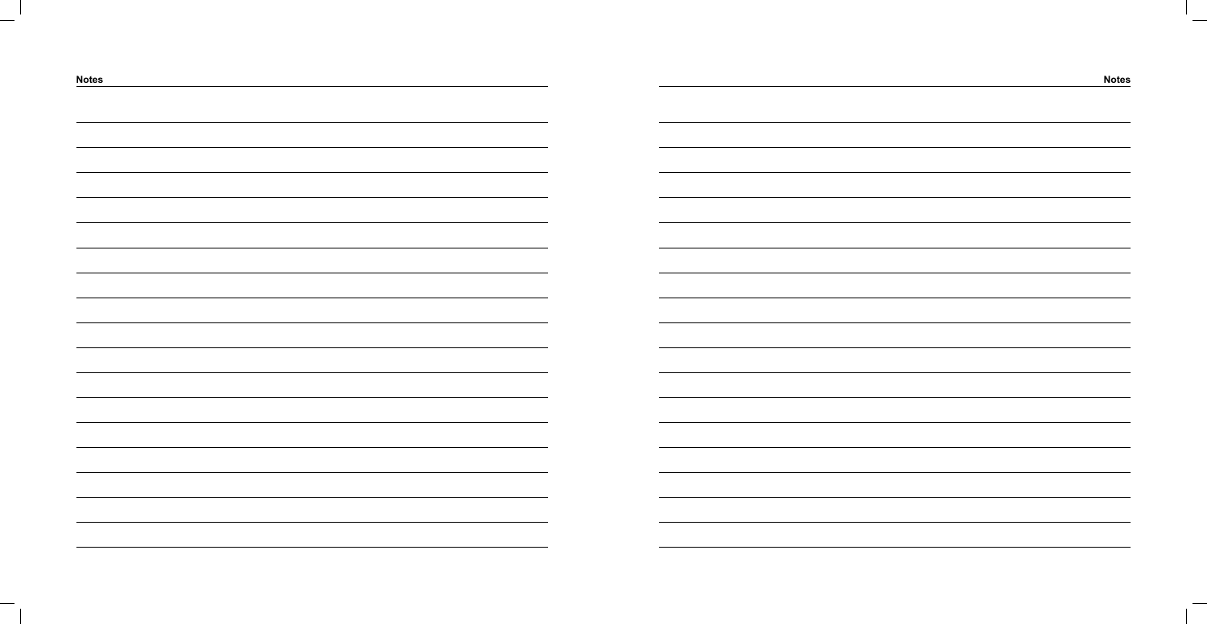**Notes**

**Notes**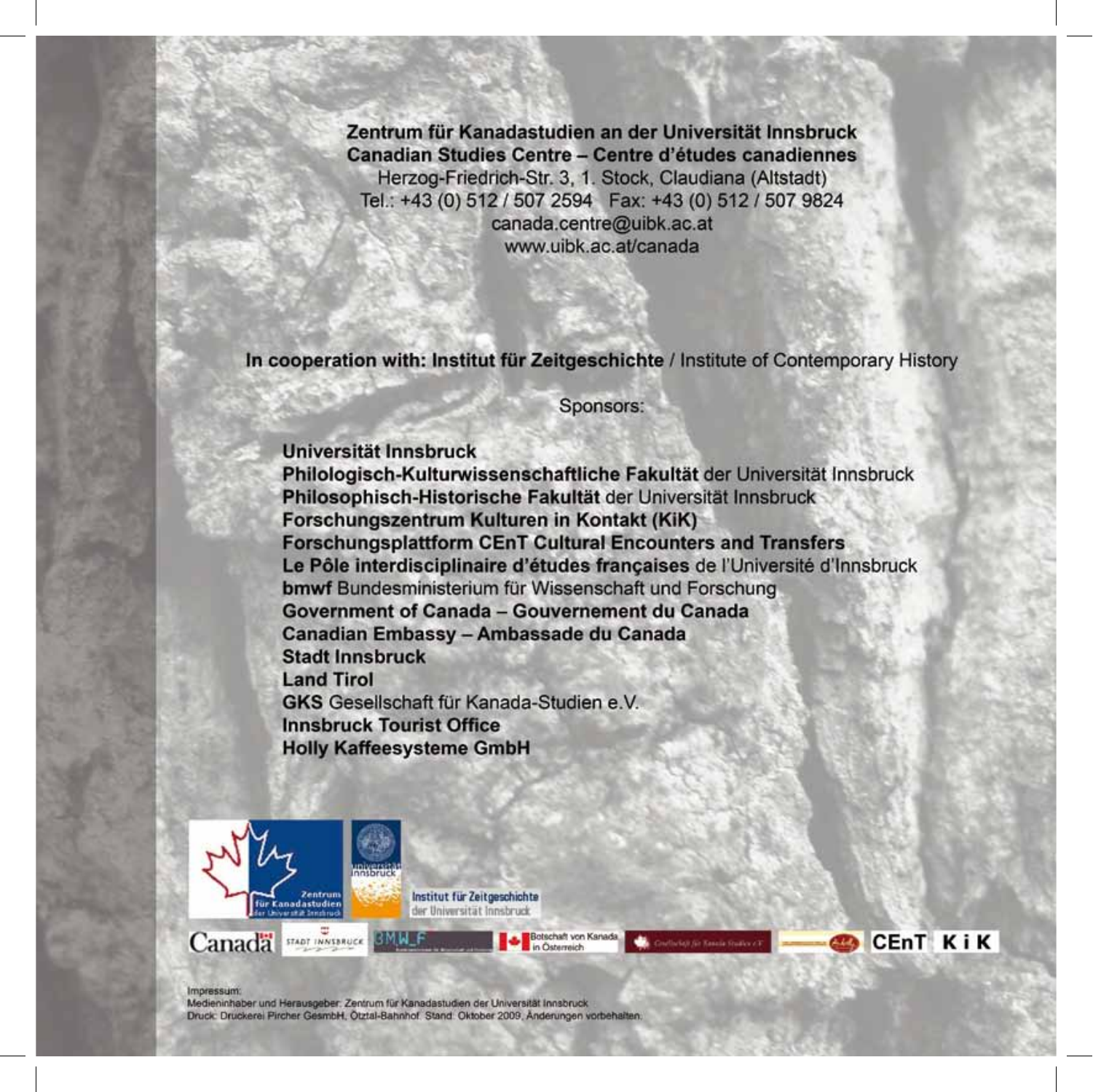**Zentrum für Kanadastudien an der Universität Innsbruck**
**Canadian Studies Centre – Centre d'études canadiennes**
Herzog-Friedrich-Str. 3, 1. Stock, Claudiana (Altstadt)
Tel.: +43 (0) 512 / 507 2594 Fax: +43 (0) 512 / 507 9824
canada.centre@uibk.ac.at
www.uibk.ac.at/canada

**In cooperation with: Institut für Zeitgeschichte** / Institute of Contemporary History

Sponsors:

**Universität Innsbruck**
**Philologisch-Kulturwissenschaftliche Fakultät** der Universität Innsbruck
**Philosophisch-Historische Fakultät** der Universität Innsbruck
**Forschungszentrum Kulturen in Kontakt (KiK)**
**Forschungsplattform CEnT Cultural Encounters and Transfers**
**Le Pôle interdisciplinaire d'études françaises** de l'Université d'Innsbruck
**bmwf** Bundesministerium für Wissenschaft und Forschung
**Government of Canada – Gouvernement du Canada**
**Canadian Embassy – Ambassade du Canada**
**Stadt Innsbruck**
**Land Tirol**
**GKS** Gesellschaft für Kanada-Studien e.V.
**Innsbruck Tourist Office**
**Holly Kaffeesysteme GmbH**

Zentrum für Kanadastudien der Universität Innsbruck

Universität Innsbruck

Institut für Zeitgeschichte der Universität Innsbruck

Canada

Stadt Innsbruck

BMWF

Botschaft von Kanada in Österreich

CEnT KiK

Impressum:
Medieninhaber und Herausgeber: Zentrum für Kanadastudien der Universität Innsbruck
Druck: Druckerei Pircher GesmbH, Ötztal-Bahnhof. Stand: Oktober 2009, Änderungen vorbehalten.